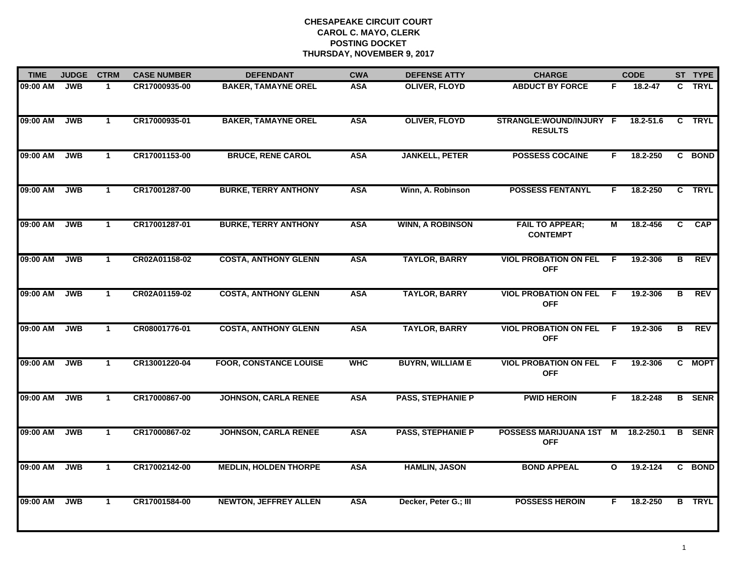**CHESAPEAKE CIRCUIT COURT**
**CAROL C. MAYO, CLERK**
**POSTING DOCKET**
**THURSDAY, NOVEMBER 9, 2017**

| TIME | JUDGE | CTRM | CASE NUMBER | DEFENDANT | CWA | DEFENSE ATTY | CHARGE | | CODE | ST | TYPE |
|---|---|---|---|---|---|---|---|---|---|---|---|
| 09:00 AM | JWB | 1 | CR17000935-00 | BAKER, TAMAYNE OREL | ASA | OLIVER, FLOYD | ABDUCT BY FORCE | F | 18.2-47 | C | TRYL |
| 09:00 AM | JWB | 1 | CR17000935-01 | BAKER, TAMAYNE OREL | ASA | OLIVER, FLOYD | STRANGLE:WOUND/INJURY RESULTS | F | 18.2-51.6 | C | TRYL |
| 09:00 AM | JWB | 1 | CR17001153-00 | BRUCE, RENE CAROL | ASA | JANKELL, PETER | POSSESS COCAINE | F | 18.2-250 | C | BOND |
| 09:00 AM | JWB | 1 | CR17001287-00 | BURKE, TERRY ANTHONY | ASA | Winn, A. Robinson | POSSESS FENTANYL | F | 18.2-250 | C | TRYL |
| 09:00 AM | JWB | 1 | CR17001287-01 | BURKE, TERRY ANTHONY | ASA | WINN, A ROBINSON | FAIL TO APPEAR; CONTEMPT | M | 18.2-456 | C | CAP |
| 09:00 AM | JWB | 1 | CR02A01158-02 | COSTA, ANTHONY GLENN | ASA | TAYLOR, BARRY | VIOL PROBATION ON FEL OFF | F | 19.2-306 | B | REV |
| 09:00 AM | JWB | 1 | CR02A01159-02 | COSTA, ANTHONY GLENN | ASA | TAYLOR, BARRY | VIOL PROBATION ON FEL OFF | F | 19.2-306 | B | REV |
| 09:00 AM | JWB | 1 | CR08001776-01 | COSTA, ANTHONY GLENN | ASA | TAYLOR, BARRY | VIOL PROBATION ON FEL OFF | F | 19.2-306 | B | REV |
| 09:00 AM | JWB | 1 | CR13001220-04 | FOOR, CONSTANCE LOUISE | WHC | BUYRN, WILLIAM E | VIOL PROBATION ON FEL OFF | F | 19.2-306 | C | MOPT |
| 09:00 AM | JWB | 1 | CR17000867-00 | JOHNSON, CARLA RENEE | ASA | PASS, STEPHANIE P | PWID HEROIN | F | 18.2-248 | B | SENR |
| 09:00 AM | JWB | 1 | CR17000867-02 | JOHNSON, CARLA RENEE | ASA | PASS, STEPHANIE P | POSSESS MARIJUANA 1ST OFF | M | 18.2-250.1 | B | SENR |
| 09:00 AM | JWB | 1 | CR17002142-00 | MEDLIN, HOLDEN THORPE | ASA | HAMLIN, JASON | BOND APPEAL | O | 19.2-124 | C | BOND |
| 09:00 AM | JWB | 1 | CR17001584-00 | NEWTON, JEFFREY ALLEN | ASA | Decker, Peter G.; III | POSSESS HEROIN | F | 18.2-250 | B | TRYL |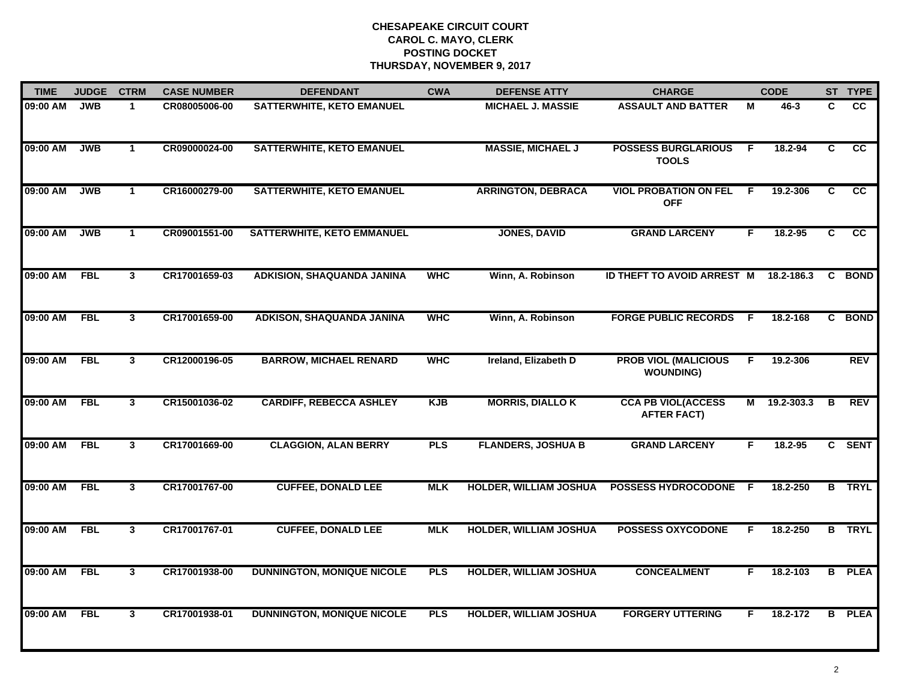**CHESAPEAKE CIRCUIT COURT**
**CAROL C. MAYO, CLERK**
**POSTING DOCKET**
**THURSDAY, NOVEMBER 9, 2017**

| TIME | JUDGE | CTRM | CASE NUMBER | DEFENDANT | CWA | DEFENSE ATTY | CHARGE | | CODE | ST | TYPE |
|---|---|---|---|---|---|---|---|---|---|---|---|
| 09:00 AM | JWB | 1 | CR08005006-00 | SATTERWHITE, KETO EMANUEL | | MICHAEL J. MASSIE | ASSAULT AND BATTER | M | 46-3 | C | CC |
| 09:00 AM | JWB | 1 | CR09000024-00 | SATTERWHITE, KETO EMANUEL | | MASSIE, MICHAEL J | POSSESS BURGLARIOUS TOOLS | F | 18.2-94 | C | CC |
| 09:00 AM | JWB | 1 | CR16000279-00 | SATTERWHITE, KETO EMANUEL | | ARRINGTON, DEBRACA | VIOL PROBATION ON FEL OFF | F | 19.2-306 | C | CC |
| 09:00 AM | JWB | 1 | CR09001551-00 | SATTERWHITE, KETO EMMANUEL | | JONES, DAVID | GRAND LARCENY | F | 18.2-95 | C | CC |
| 09:00 AM | FBL | 3 | CR17001659-03 | ADKISION, SHAQUANDA JANINA | WHC | Winn, A. Robinson | ID THEFT TO AVOID ARREST | M | 18.2-186.3 | C | BOND |
| 09:00 AM | FBL | 3 | CR17001659-00 | ADKISON, SHAQUANDA JANINA | WHC | Winn, A. Robinson | FORGE PUBLIC RECORDS | F | 18.2-168 | C | BOND |
| 09:00 AM | FBL | 3 | CR12000196-05 | BARROW, MICHAEL RENARD | WHC | Ireland, Elizabeth D | PROB VIOL (MALICIOUS WOUNDING) | F | 19.2-306 | | REV |
| 09:00 AM | FBL | 3 | CR15001036-02 | CARDIFF, REBECCA ASHLEY | KJB | MORRIS, DIALLO K | CCA PB VIOL(ACCESS AFTER FACT) | M | 19.2-303.3 | B | REV |
| 09:00 AM | FBL | 3 | CR17001669-00 | CLAGGION, ALAN BERRY | PLS | FLANDERS, JOSHUA B | GRAND LARCENY | F | 18.2-95 | C | SENT |
| 09:00 AM | FBL | 3 | CR17001767-00 | CUFFEE, DONALD LEE | MLK | HOLDER, WILLIAM JOSHUA | POSSESS HYDROCODONE | F | 18.2-250 | B | TRYL |
| 09:00 AM | FBL | 3 | CR17001767-01 | CUFFEE, DONALD LEE | MLK | HOLDER, WILLIAM JOSHUA | POSSESS OXYCODONE | F | 18.2-250 | B | TRYL |
| 09:00 AM | FBL | 3 | CR17001938-00 | DUNNINGTON, MONIQUE NICOLE | PLS | HOLDER, WILLIAM JOSHUA | CONCEALMENT | F | 18.2-103 | B | PLEA |
| 09:00 AM | FBL | 3 | CR17001938-01 | DUNNINGTON, MONIQUE NICOLE | PLS | HOLDER, WILLIAM JOSHUA | FORGERY UTTERING | F | 18.2-172 | B | PLEA |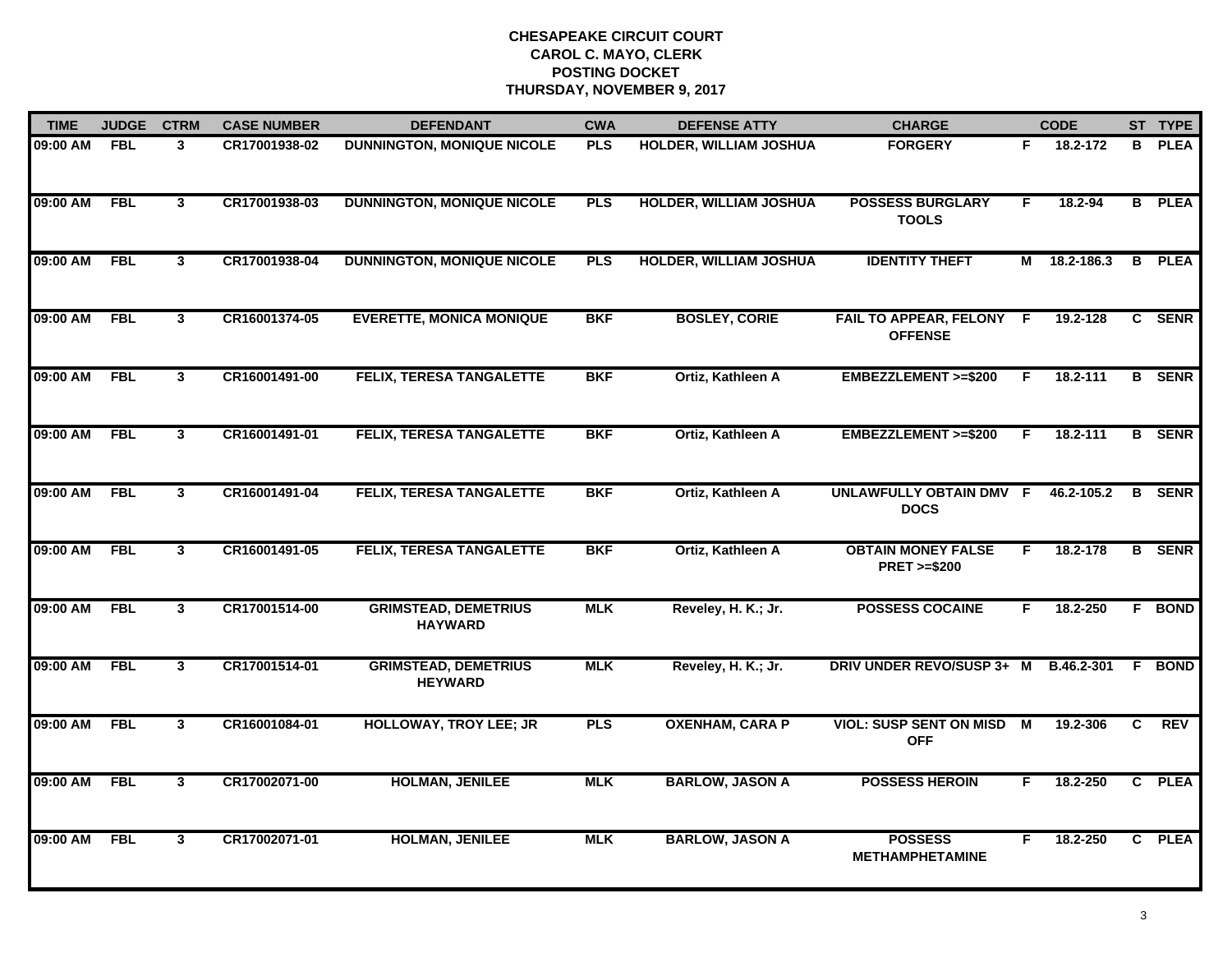**CHESAPEAKE CIRCUIT COURT**
**CAROL C. MAYO, CLERK**
**POSTING DOCKET**
**THURSDAY, NOVEMBER 9, 2017**

| TIME | JUDGE | CTRM | CASE NUMBER | DEFENDANT | CWA | DEFENSE ATTY | CHARGE | | CODE | ST | TYPE |
|---|---|---|---|---|---|---|---|---|---|---|---|
| 09:00 AM | FBL | 3 | CR17001938-02 | DUNNINGTON, MONIQUE NICOLE | PLS | HOLDER, WILLIAM JOSHUA | FORGERY | F | 18.2-172 | B | PLEA |
| 09:00 AM | FBL | 3 | CR17001938-03 | DUNNINGTON, MONIQUE NICOLE | PLS | HOLDER, WILLIAM JOSHUA | POSSESS BURGLARY TOOLS | F | 18.2-94 | B | PLEA |
| 09:00 AM | FBL | 3 | CR17001938-04 | DUNNINGTON, MONIQUE NICOLE | PLS | HOLDER, WILLIAM JOSHUA | IDENTITY THEFT | M | 18.2-186.3 | B | PLEA |
| 09:00 AM | FBL | 3 | CR16001374-05 | EVERETTE, MONICA MONIQUE | BKF | BOSLEY, CORIE | FAIL TO APPEAR, FELONY OFFENSE | F | 19.2-128 | C | SENR |
| 09:00 AM | FBL | 3 | CR16001491-00 | FELIX, TERESA TANGALETTE | BKF | Ortiz, Kathleen A | EMBEZZLEMENT >=$200 | F | 18.2-111 | B | SENR |
| 09:00 AM | FBL | 3 | CR16001491-01 | FELIX, TERESA TANGALETTE | BKF | Ortiz, Kathleen A | EMBEZZLEMENT >=$200 | F | 18.2-111 | B | SENR |
| 09:00 AM | FBL | 3 | CR16001491-04 | FELIX, TERESA TANGALETTE | BKF | Ortiz, Kathleen A | UNLAWFULLY OBTAIN DMV DOCS | F | 46.2-105.2 | B | SENR |
| 09:00 AM | FBL | 3 | CR16001491-05 | FELIX, TERESA TANGALETTE | BKF | Ortiz, Kathleen A | OBTAIN MONEY FALSE PRET >=$200 | F | 18.2-178 | B | SENR |
| 09:00 AM | FBL | 3 | CR17001514-00 | GRIMSTEAD, DEMETRIUS HAYWARD | MLK | Reveley, H. K.; Jr. | POSSESS COCAINE | F | 18.2-250 | F | BOND |
| 09:00 AM | FBL | 3 | CR17001514-01 | GRIMSTEAD, DEMETRIUS HEYWARD | MLK | Reveley, H. K.; Jr. | DRIV UNDER REVO/SUSP 3+ | M | B.46.2-301 | F | BOND |
| 09:00 AM | FBL | 3 | CR16001084-01 | HOLLOWAY, TROY LEE; JR | PLS | OXENHAM, CARA P | VIOL: SUSP SENT ON MISD OFF | M | 19.2-306 | C | REV |
| 09:00 AM | FBL | 3 | CR17002071-00 | HOLMAN, JENILEE | MLK | BARLOW, JASON A | POSSESS HEROIN | F | 18.2-250 | C | PLEA |
| 09:00 AM | FBL | 3 | CR17002071-01 | HOLMAN, JENILEE | MLK | BARLOW, JASON A | POSSESS METHAMPHETAMINE | F | 18.2-250 | C | PLEA |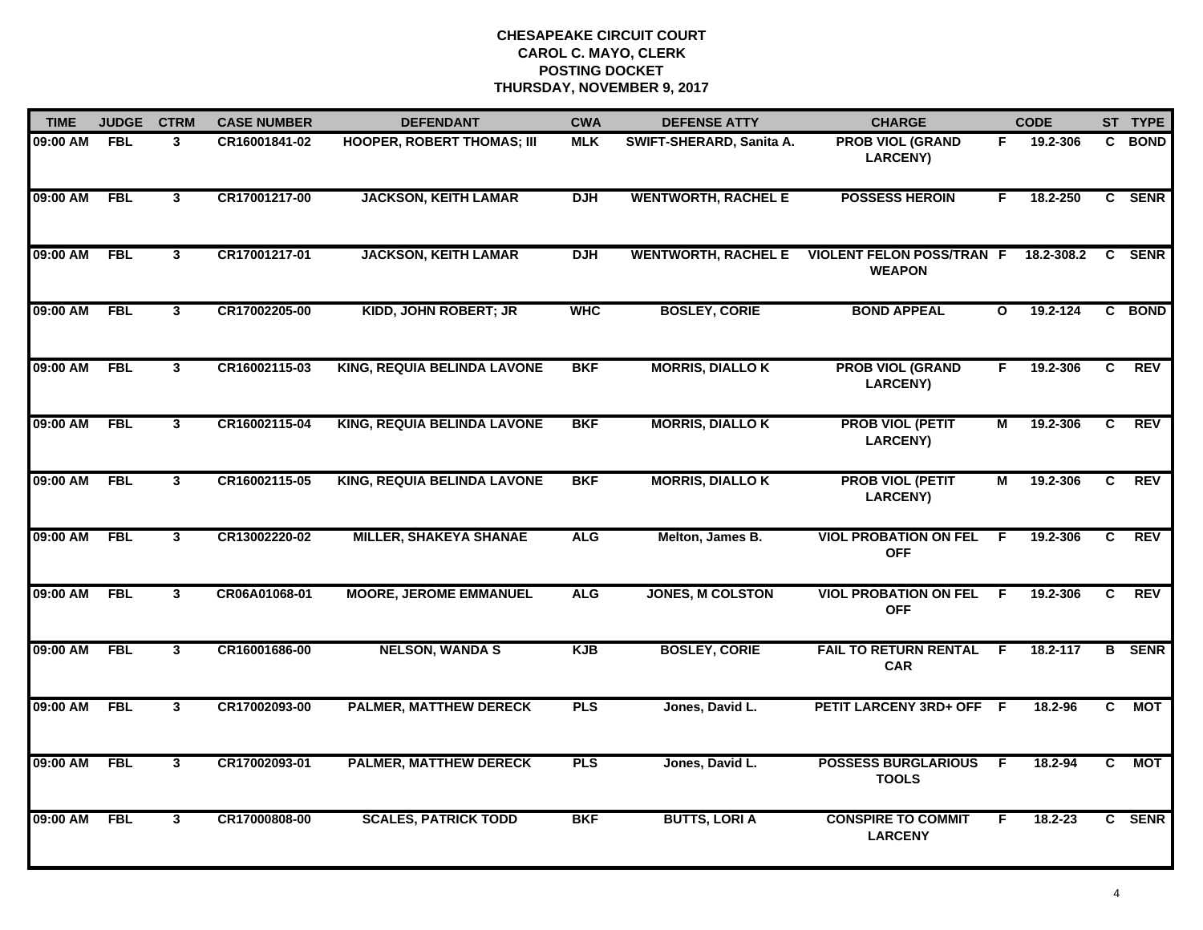**CHESAPEAKE CIRCUIT COURT**
**CAROL C. MAYO, CLERK**
**POSTING DOCKET**
**THURSDAY, NOVEMBER 9, 2017**

| TIME | JUDGE | CTRM | CASE NUMBER | DEFENDANT | CWA | DEFENSE ATTY | CHARGE | | CODE | ST | TYPE |
|---|---|---|---|---|---|---|---|---|---|---|---|
| 09:00 AM | FBL | 3 | CR16001841-02 | HOOPER, ROBERT THOMAS; III | MLK | SWIFT-SHERARD, Sanita A. | PROB VIOL (GRAND LARCENY) | F | 19.2-306 | C | BOND |
| 09:00 AM | FBL | 3 | CR17001217-00 | JACKSON, KEITH LAMAR | DJH | WENTWORTH, RACHEL E | POSSESS HEROIN | F | 18.2-250 | C | SENR |
| 09:00 AM | FBL | 3 | CR17001217-01 | JACKSON, KEITH LAMAR | DJH | WENTWORTH, RACHEL E | VIOLENT FELON POSS/TRAN WEAPON | F | 18.2-308.2 | C | SENR |
| 09:00 AM | FBL | 3 | CR17002205-00 | KIDD, JOHN ROBERT; JR | WHC | BOSLEY, CORIE | BOND APPEAL | O | 19.2-124 | C | BOND |
| 09:00 AM | FBL | 3 | CR16002115-03 | KING, REQUIA BELINDA LAVONE | BKF | MORRIS, DIALLO K | PROB VIOL (GRAND LARCENY) | F | 19.2-306 | C | REV |
| 09:00 AM | FBL | 3 | CR16002115-04 | KING, REQUIA BELINDA LAVONE | BKF | MORRIS, DIALLO K | PROB VIOL (PETIT LARCENY) | M | 19.2-306 | C | REV |
| 09:00 AM | FBL | 3 | CR16002115-05 | KING, REQUIA BELINDA LAVONE | BKF | MORRIS, DIALLO K | PROB VIOL (PETIT LARCENY) | M | 19.2-306 | C | REV |
| 09:00 AM | FBL | 3 | CR13002220-02 | MILLER, SHAKEYA SHANAE | ALG | Melton, James B. | VIOL PROBATION ON FEL OFF | F | 19.2-306 | C | REV |
| 09:00 AM | FBL | 3 | CR06A01068-01 | MOORE, JEROME EMMANUEL | ALG | JONES, M COLSTON | VIOL PROBATION ON FEL OFF | F | 19.2-306 | C | REV |
| 09:00 AM | FBL | 3 | CR16001686-00 | NELSON, WANDA S | KJB | BOSLEY, CORIE | FAIL TO RETURN RENTAL CAR | F | 18.2-117 | B | SENR |
| 09:00 AM | FBL | 3 | CR17002093-00 | PALMER, MATTHEW DERECK | PLS | Jones, David L. | PETIT LARCENY 3RD+ OFF | F | 18.2-96 | C | MOT |
| 09:00 AM | FBL | 3 | CR17002093-01 | PALMER, MATTHEW DERECK | PLS | Jones, David L. | POSSESS BURGLARIOUS TOOLS | F | 18.2-94 | C | MOT |
| 09:00 AM | FBL | 3 | CR17000808-00 | SCALES, PATRICK TODD | BKF | BUTTS, LORI A | CONSPIRE TO COMMIT LARCENY | F | 18.2-23 | C | SENR |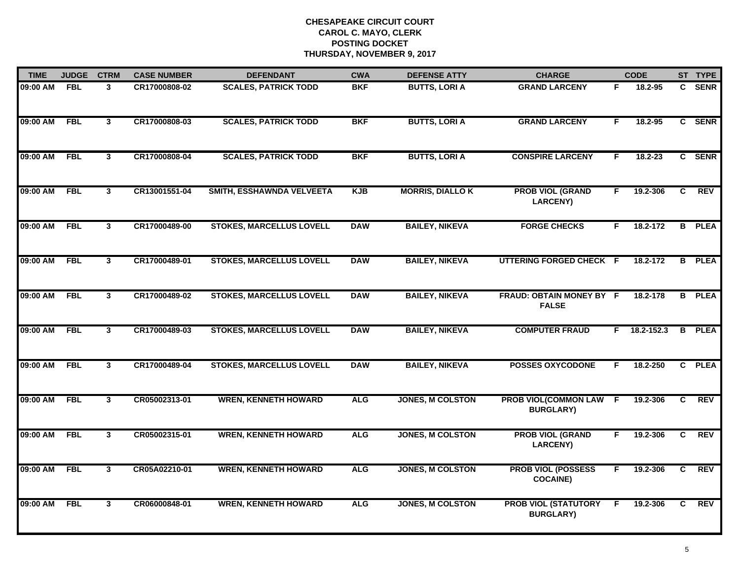**CHESAPEAKE CIRCUIT COURT**
**CAROL C. MAYO, CLERK**
**POSTING DOCKET**
**THURSDAY, NOVEMBER 9, 2017**

| TIME | JUDGE | CTRM | CASE NUMBER | DEFENDANT | CWA | DEFENSE ATTY | CHARGE | | CODE | ST | TYPE |
|---|---|---|---|---|---|---|---|---|---|---|---|
| 09:00 AM | FBL | 3 | CR17000808-02 | SCALES, PATRICK TODD | BKF | BUTTS, LORI A | GRAND LARCENY | F | 18.2-95 | C | SENR |
| 09:00 AM | FBL | 3 | CR17000808-03 | SCALES, PATRICK TODD | BKF | BUTTS, LORI A | GRAND LARCENY | F | 18.2-95 | C | SENR |
| 09:00 AM | FBL | 3 | CR17000808-04 | SCALES, PATRICK TODD | BKF | BUTTS, LORI A | CONSPIRE LARCENY | F | 18.2-23 | C | SENR |
| 09:00 AM | FBL | 3 | CR13001551-04 | SMITH, ESSHAWNDA VELVEETA | KJB | MORRIS, DIALLO K | PROB VIOL (GRAND LARCENY) | F | 19.2-306 | C | REV |
| 09:00 AM | FBL | 3 | CR17000489-00 | STOKES, MARCELLUS LOVELL | DAW | BAILEY, NIKEVA | FORGE CHECKS | F | 18.2-172 | B | PLEA |
| 09:00 AM | FBL | 3 | CR17000489-01 | STOKES, MARCELLUS LOVELL | DAW | BAILEY, NIKEVA | UTTERING FORGED CHECK | F | 18.2-172 | B | PLEA |
| 09:00 AM | FBL | 3 | CR17000489-02 | STOKES, MARCELLUS LOVELL | DAW | BAILEY, NIKEVA | FRAUD: OBTAIN MONEY BY FALSE | F | 18.2-178 | B | PLEA |
| 09:00 AM | FBL | 3 | CR17000489-03 | STOKES, MARCELLUS LOVELL | DAW | BAILEY, NIKEVA | COMPUTER FRAUD | F | 18.2-152.3 | B | PLEA |
| 09:00 AM | FBL | 3 | CR17000489-04 | STOKES, MARCELLUS LOVELL | DAW | BAILEY, NIKEVA | POSSES OXYCODONE | F | 18.2-250 | C | PLEA |
| 09:00 AM | FBL | 3 | CR05002313-01 | WREN, KENNETH HOWARD | ALG | JONES, M COLSTON | PROB VIOL(COMMON LAW BURGLARY) | F | 19.2-306 | C | REV |
| 09:00 AM | FBL | 3 | CR05002315-01 | WREN, KENNETH HOWARD | ALG | JONES, M COLSTON | PROB VIOL (GRAND LARCENY) | F | 19.2-306 | C | REV |
| 09:00 AM | FBL | 3 | CR05A02210-01 | WREN, KENNETH HOWARD | ALG | JONES, M COLSTON | PROB VIOL (POSSESS COCAINE) | F | 19.2-306 | C | REV |
| 09:00 AM | FBL | 3 | CR06000848-01 | WREN, KENNETH HOWARD | ALG | JONES, M COLSTON | PROB VIOL (STATUTORY BURGLARY) | F | 19.2-306 | C | REV |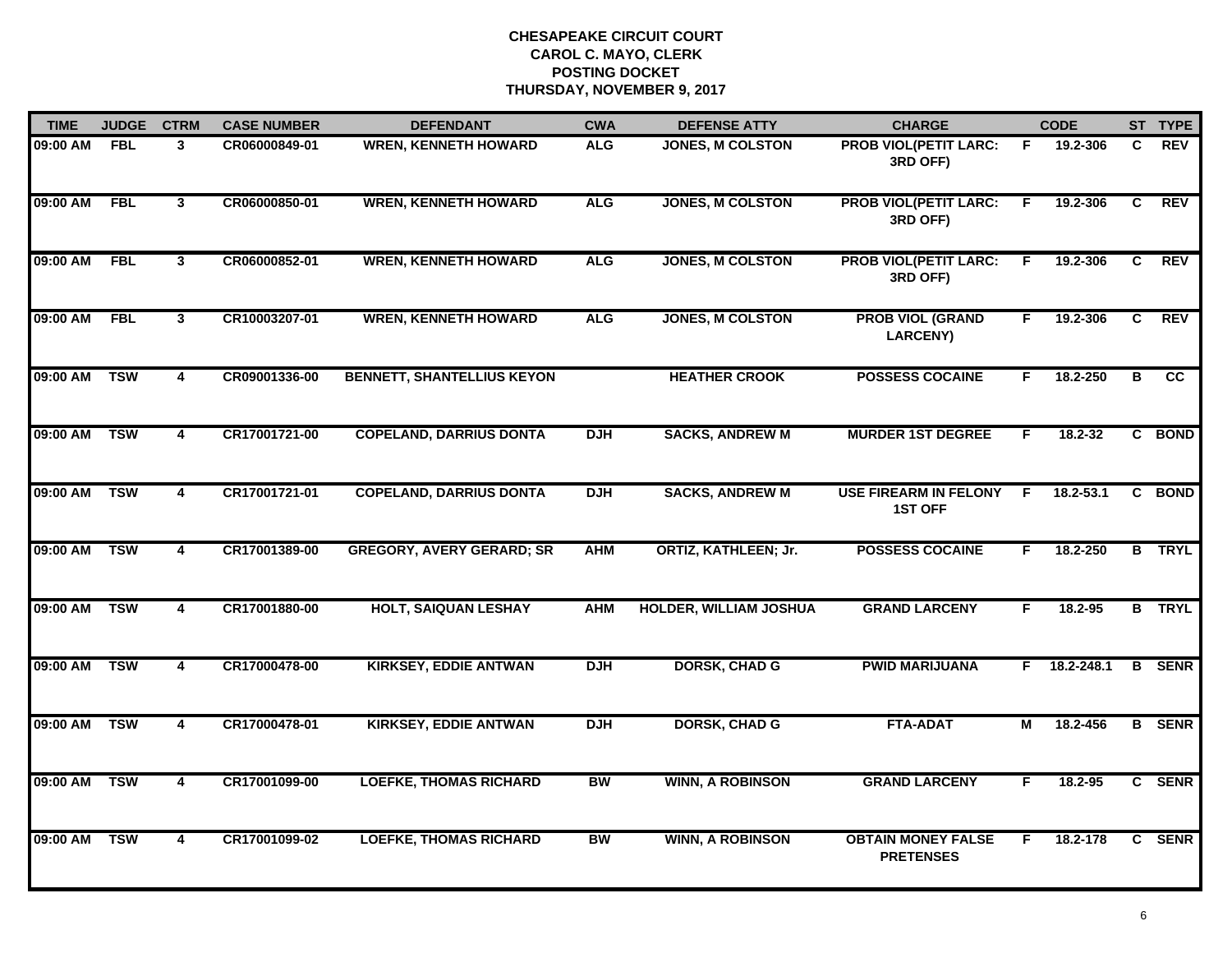# CHESAPEAKE CIRCUIT COURT
## CAROL C. MAYO, CLERK
## POSTING DOCKET
## THURSDAY, NOVEMBER 9, 2017

| TIME | JUDGE | CTRM | CASE NUMBER | DEFENDANT | CWA | DEFENSE ATTY | CHARGE | | CODE | ST | TYPE |
|---|---|---|---|---|---|---|---|---|---|---|---|
| 09:00 AM | FBL | 3 | CR06000849-01 | WREN, KENNETH HOWARD | ALG | JONES, M COLSTON | PROB VIOL(PETIT LARC: 3RD OFF) | F | 19.2-306 | C | REV |
| 09:00 AM | FBL | 3 | CR06000850-01 | WREN, KENNETH HOWARD | ALG | JONES, M COLSTON | PROB VIOL(PETIT LARC: 3RD OFF) | F | 19.2-306 | C | REV |
| 09:00 AM | FBL | 3 | CR06000852-01 | WREN, KENNETH HOWARD | ALG | JONES, M COLSTON | PROB VIOL(PETIT LARC: 3RD OFF) | F | 19.2-306 | C | REV |
| 09:00 AM | FBL | 3 | CR10003207-01 | WREN, KENNETH HOWARD | ALG | JONES, M COLSTON | PROB VIOL (GRAND LARCENY) | F | 19.2-306 | C | REV |
| 09:00 AM | TSW | 4 | CR09001336-00 | BENNETT, SHANTELLIUS KEYON | | HEATHER CROOK | POSSESS COCAINE | F | 18.2-250 | B | CC |
| 09:00 AM | TSW | 4 | CR17001721-00 | COPELAND, DARRIUS DONTA | DJH | SACKS, ANDREW M | MURDER 1ST DEGREE | F | 18.2-32 | C | BOND |
| 09:00 AM | TSW | 4 | CR17001721-01 | COPELAND, DARRIUS DONTA | DJH | SACKS, ANDREW M | USE FIREARM IN FELONY 1ST OFF | F | 18.2-53.1 | C | BOND |
| 09:00 AM | TSW | 4 | CR17001389-00 | GREGORY, AVERY GERARD; SR | AHM | ORTIZ, KATHLEEN; Jr. | POSSESS COCAINE | F | 18.2-250 | B | TRYL |
| 09:00 AM | TSW | 4 | CR17001880-00 | HOLT, SAIQUAN LESHAY | AHM | HOLDER, WILLIAM JOSHUA | GRAND LARCENY | F | 18.2-95 | B | TRYL |
| 09:00 AM | TSW | 4 | CR17000478-00 | KIRKSEY, EDDIE ANTWAN | DJH | DORSK, CHAD G | PWID MARIJUANA | F | 18.2-248.1 | B | SENR |
| 09:00 AM | TSW | 4 | CR17000478-01 | KIRKSEY, EDDIE ANTWAN | DJH | DORSK, CHAD G | FTA-ADAT | M | 18.2-456 | B | SENR |
| 09:00 AM | TSW | 4 | CR17001099-00 | LOEFKE, THOMAS RICHARD | BW | WINN, A ROBINSON | GRAND LARCENY | F | 18.2-95 | C | SENR |
| 09:00 AM | TSW | 4 | CR17001099-02 | LOEFKE, THOMAS RICHARD | BW | WINN, A ROBINSON | OBTAIN MONEY FALSE PRETENSES | F | 18.2-178 | C | SENR |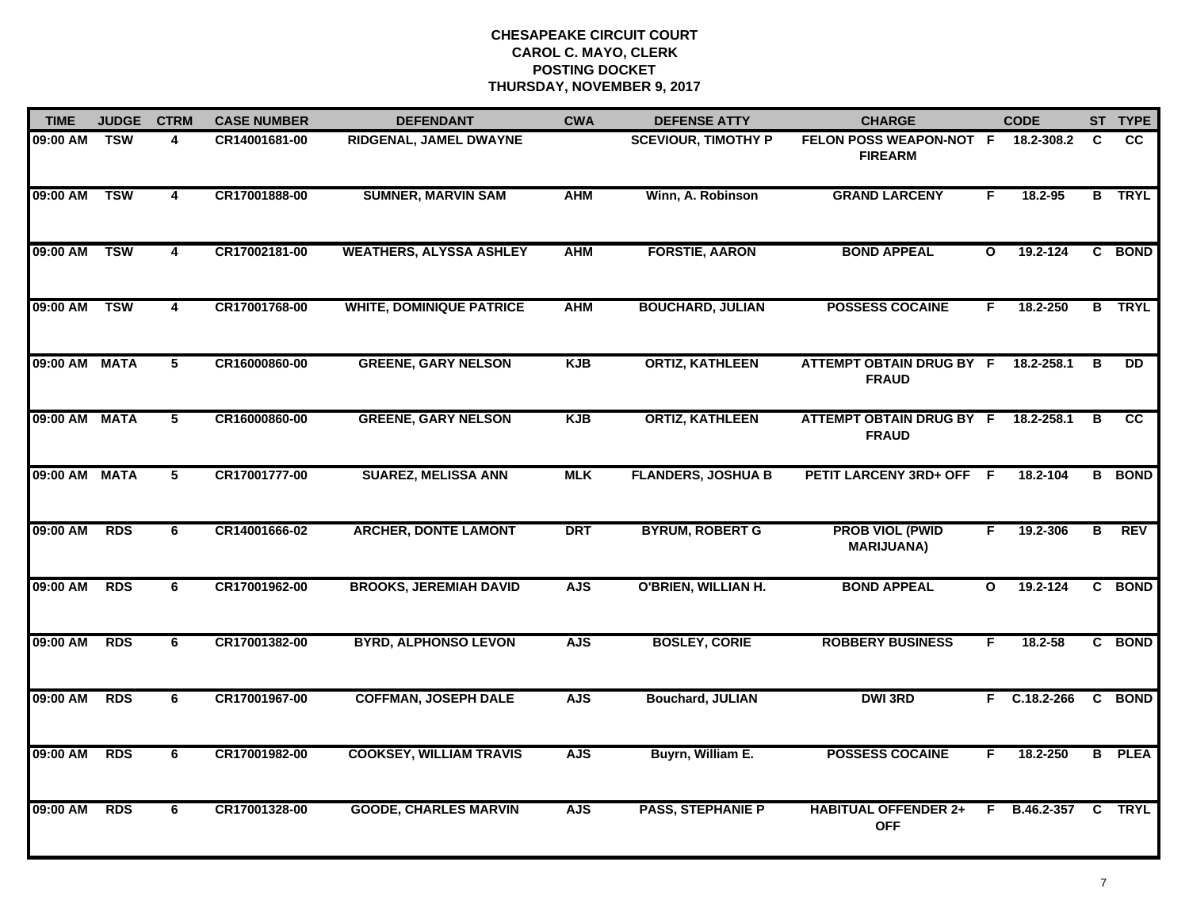**CHESAPEAKE CIRCUIT COURT**
**CAROL C. MAYO, CLERK**
**POSTING DOCKET**
**THURSDAY, NOVEMBER 9, 2017**

| TIME | JUDGE | CTRM | CASE NUMBER | DEFENDANT | CWA | DEFENSE ATTY | CHARGE | | CODE | ST | TYPE |
|---|---|---|---|---|---|---|---|---|---|---|---|
| 09:00 AM | TSW | 4 | CR14001681-00 | RIDGENAL, JAMEL DWAYNE | | SCEVIOUR, TIMOTHY P | FELON POSS WEAPON-NOT FIREARM | F | 18.2-308.2 | C | CC |
| 09:00 AM | TSW | 4 | CR17001888-00 | SUMNER, MARVIN SAM | AHM | Winn, A. Robinson | GRAND LARCENY | F | 18.2-95 | B | TRYL |
| 09:00 AM | TSW | 4 | CR17002181-00 | WEATHERS, ALYSSA ASHLEY | AHM | FORSTIE, AARON | BOND APPEAL | O | 19.2-124 | C | BOND |
| 09:00 AM | TSW | 4 | CR17001768-00 | WHITE, DOMINIQUE PATRICE | AHM | BOUCHARD, JULIAN | POSSESS COCAINE | F | 18.2-250 | B | TRYL |
| 09:00 AM | MATA | 5 | CR16000860-00 | GREENE, GARY NELSON | KJB | ORTIZ, KATHLEEN | ATTEMPT OBTAIN DRUG BY FRAUD | F | 18.2-258.1 | B | DD |
| 09:00 AM | MATA | 5 | CR16000860-00 | GREENE, GARY NELSON | KJB | ORTIZ, KATHLEEN | ATTEMPT OBTAIN DRUG BY FRAUD | F | 18.2-258.1 | B | CC |
| 09:00 AM | MATA | 5 | CR17001777-00 | SUAREZ, MELISSA ANN | MLK | FLANDERS, JOSHUA B | PETIT LARCENY 3RD+ OFF | F | 18.2-104 | B | BOND |
| 09:00 AM | RDS | 6 | CR14001666-02 | ARCHER, DONTE LAMONT | DRT | BYRUM, ROBERT G | PROB VIOL (PWID MARIJUANA) | F | 19.2-306 | B | REV |
| 09:00 AM | RDS | 6 | CR17001962-00 | BROOKS, JEREMIAH DAVID | AJS | O'BRIEN, WILLIAN H. | BOND APPEAL | O | 19.2-124 | C | BOND |
| 09:00 AM | RDS | 6 | CR17001382-00 | BYRD, ALPHONSO LEVON | AJS | BOSLEY, CORIE | ROBBERY BUSINESS | F | 18.2-58 | C | BOND |
| 09:00 AM | RDS | 6 | CR17001967-00 | COFFMAN, JOSEPH DALE | AJS | Bouchard, JULIAN | DWI 3RD | F | C.18.2-266 | C | BOND |
| 09:00 AM | RDS | 6 | CR17001982-00 | COOKSEY, WILLIAM TRAVIS | AJS | Buyrn, William E. | POSSESS COCAINE | F | 18.2-250 | B | PLEA |
| 09:00 AM | RDS | 6 | CR17001328-00 | GOODE, CHARLES MARVIN | AJS | PASS, STEPHANIE P | HABITUAL OFFENDER 2+ OFF | F | B.46.2-357 | C | TRYL |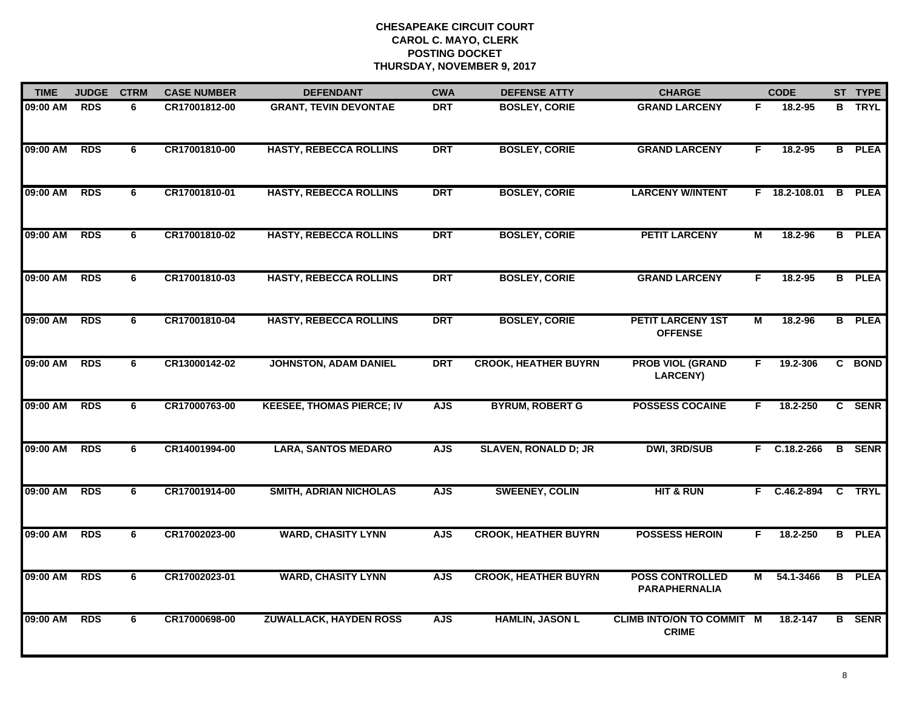**CHESAPEAKE CIRCUIT COURT**
**CAROL C. MAYO, CLERK**
**POSTING DOCKET**
**THURSDAY, NOVEMBER 9, 2017**

| TIME | JUDGE | CTRM | CASE NUMBER | DEFENDANT | CWA | DEFENSE ATTY | CHARGE | | CODE | ST | TYPE |
|---|---|---|---|---|---|---|---|---|---|---|---|
| 09:00 AM | RDS | 6 | CR17001812-00 | GRANT, TEVIN DEVONTAE | DRT | BOSLEY, CORIE | GRAND LARCENY | F | 18.2-95 | B | TRYL |
| 09:00 AM | RDS | 6 | CR17001810-00 | HASTY, REBECCA ROLLINS | DRT | BOSLEY, CORIE | GRAND LARCENY | F | 18.2-95 | B | PLEA |
| 09:00 AM | RDS | 6 | CR17001810-01 | HASTY, REBECCA ROLLINS | DRT | BOSLEY, CORIE | LARCENY W/INTENT | F | 18.2-108.01 | B | PLEA |
| 09:00 AM | RDS | 6 | CR17001810-02 | HASTY, REBECCA ROLLINS | DRT | BOSLEY, CORIE | PETIT LARCENY | M | 18.2-96 | B | PLEA |
| 09:00 AM | RDS | 6 | CR17001810-03 | HASTY, REBECCA ROLLINS | DRT | BOSLEY, CORIE | GRAND LARCENY | F | 18.2-95 | B | PLEA |
| 09:00 AM | RDS | 6 | CR17001810-04 | HASTY, REBECCA ROLLINS | DRT | BOSLEY, CORIE | PETIT LARCENY 1ST OFFENSE | M | 18.2-96 | B | PLEA |
| 09:00 AM | RDS | 6 | CR13000142-02 | JOHNSTON, ADAM DANIEL | DRT | CROOK, HEATHER BUYRN | PROB VIOL (GRAND LARCENY) | F | 19.2-306 | C | BOND |
| 09:00 AM | RDS | 6 | CR17000763-00 | KEESEE, THOMAS PIERCE; IV | AJS | BYRUM, ROBERT G | POSSESS COCAINE | F | 18.2-250 | C | SENR |
| 09:00 AM | RDS | 6 | CR14001994-00 | LARA, SANTOS MEDARO | AJS | SLAVEN, RONALD D; JR | DWI, 3RD/SUB | F | C.18.2-266 | B | SENR |
| 09:00 AM | RDS | 6 | CR17001914-00 | SMITH, ADRIAN NICHOLAS | AJS | SWEENEY, COLIN | HIT & RUN | F | C.46.2-894 | C | TRYL |
| 09:00 AM | RDS | 6 | CR17002023-00 | WARD, CHASITY LYNN | AJS | CROOK, HEATHER BUYRN | POSSESS HEROIN | F | 18.2-250 | B | PLEA |
| 09:00 AM | RDS | 6 | CR17002023-01 | WARD, CHASITY LYNN | AJS | CROOK, HEATHER BUYRN | POSS CONTROLLED PARAPHERNALIA | M | 54.1-3466 | B | PLEA |
| 09:00 AM | RDS | 6 | CR17000698-00 | ZUWALLACK, HAYDEN ROSS | AJS | HAMLIN, JASON L | CLIMB INTO/ON TO COMMIT CRIME | M | 18.2-147 | B | SENR |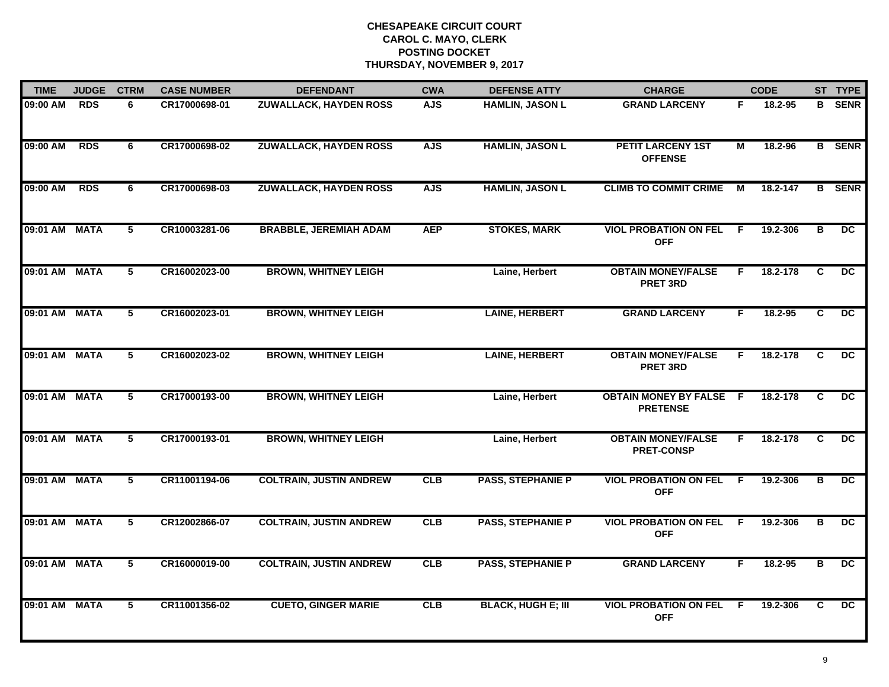# CHESAPEAKE CIRCUIT COURT
## CAROL C. MAYO, CLERK
## POSTING DOCKET
## THURSDAY, NOVEMBER 9, 2017

| TIME | JUDGE | CTRM | CASE NUMBER | DEFENDANT | CWA | DEFENSE ATTY | CHARGE | | CODE | ST | TYPE |
|---|---|---|---|---|---|---|---|---|---|---|---|
| 09:00 AM | RDS | 6 | CR17000698-01 | ZUWALLACK, HAYDEN ROSS | AJS | HAMLIN, JASON L | GRAND LARCENY | F | 18.2-95 | B | SENR |
| 09:00 AM | RDS | 6 | CR17000698-02 | ZUWALLACK, HAYDEN ROSS | AJS | HAMLIN, JASON L | PETIT LARCENY 1ST OFFENSE | M | 18.2-96 | B | SENR |
| 09:00 AM | RDS | 6 | CR17000698-03 | ZUWALLACK, HAYDEN ROSS | AJS | HAMLIN, JASON L | CLIMB TO COMMIT CRIME | M | 18.2-147 | B | SENR |
| 09:01 AM | MATA | 5 | CR10003281-06 | BRABBLE, JEREMIAH ADAM | AEP | STOKES, MARK | VIOL PROBATION ON FEL OFF | F | 19.2-306 | B | DC |
| 09:01 AM | MATA | 5 | CR16002023-00 | BROWN, WHITNEY LEIGH | | Laine, Herbert | OBTAIN MONEY/FALSE PRET 3RD | F | 18.2-178 | C | DC |
| 09:01 AM | MATA | 5 | CR16002023-01 | BROWN, WHITNEY LEIGH | | LAINE, HERBERT | GRAND LARCENY | F | 18.2-95 | C | DC |
| 09:01 AM | MATA | 5 | CR16002023-02 | BROWN, WHITNEY LEIGH | | LAINE, HERBERT | OBTAIN MONEY/FALSE PRET 3RD | F | 18.2-178 | C | DC |
| 09:01 AM | MATA | 5 | CR17000193-00 | BROWN, WHITNEY LEIGH | | Laine, Herbert | OBTAIN MONEY BY FALSE PRETENSE | F | 18.2-178 | C | DC |
| 09:01 AM | MATA | 5 | CR17000193-01 | BROWN, WHITNEY LEIGH | | Laine, Herbert | OBTAIN MONEY/FALSE PRET-CONSP | F | 18.2-178 | C | DC |
| 09:01 AM | MATA | 5 | CR11001194-06 | COLTRAIN, JUSTIN ANDREW | CLB | PASS, STEPHANIE P | VIOL PROBATION ON FEL OFF | F | 19.2-306 | B | DC |
| 09:01 AM | MATA | 5 | CR12002866-07 | COLTRAIN, JUSTIN ANDREW | CLB | PASS, STEPHANIE P | VIOL PROBATION ON FEL OFF | F | 19.2-306 | B | DC |
| 09:01 AM | MATA | 5 | CR16000019-00 | COLTRAIN, JUSTIN ANDREW | CLB | PASS, STEPHANIE P | GRAND LARCENY | F | 18.2-95 | B | DC |
| 09:01 AM | MATA | 5 | CR11001356-02 | CUETO, GINGER MARIE | CLB | BLACK, HUGH E; III | VIOL PROBATION ON FEL OFF | F | 19.2-306 | C | DC |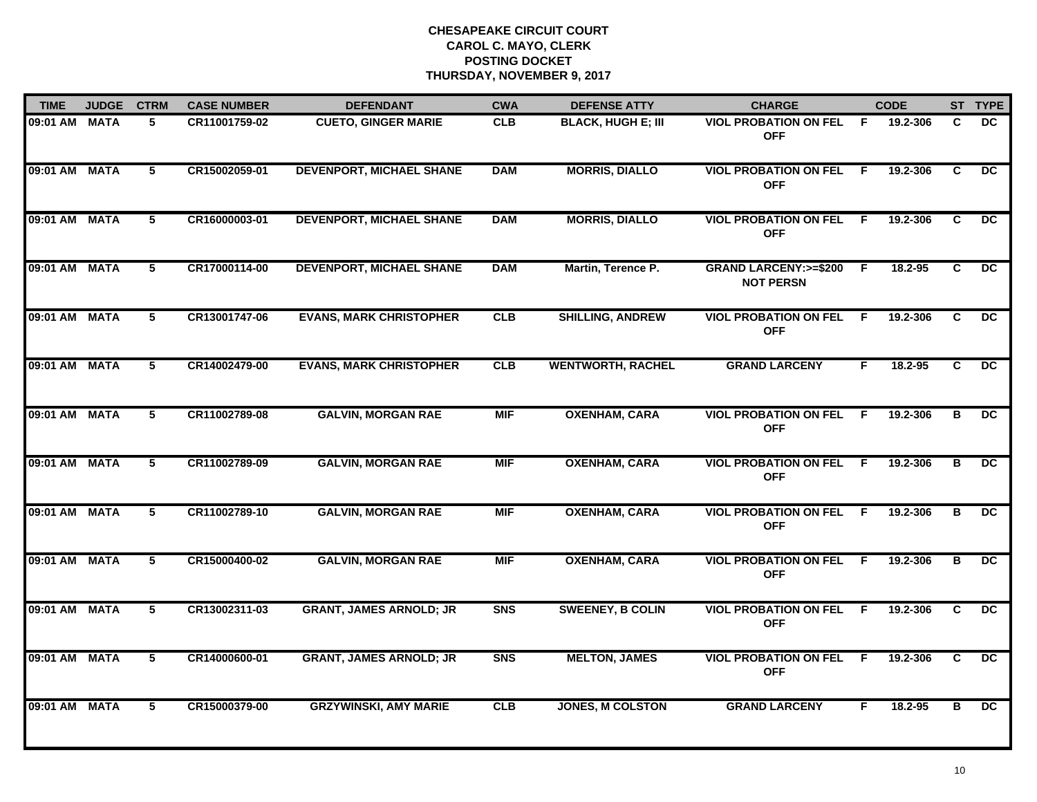**CHESAPEAKE CIRCUIT COURT**
**CAROL C. MAYO, CLERK**
**POSTING DOCKET**
**THURSDAY, NOVEMBER 9, 2017**

| TIME | JUDGE | CTRM | CASE NUMBER | DEFENDANT | CWA | DEFENSE ATTY | CHARGE | | CODE | ST | TYPE |
|---|---|---|---|---|---|---|---|---|---|---|---|
| 09:01 AM | MATA | 5 | CR11001759-02 | CUETO, GINGER MARIE | CLB | BLACK, HUGH E; III | VIOL PROBATION ON FEL OFF | F | 19.2-306 | C | DC |
| 09:01 AM | MATA | 5 | CR15002059-01 | DEVENPORT, MICHAEL SHANE | DAM | MORRIS, DIALLO | VIOL PROBATION ON FEL OFF | F | 19.2-306 | C | DC |
| 09:01 AM | MATA | 5 | CR16000003-01 | DEVENPORT, MICHAEL SHANE | DAM | MORRIS, DIALLO | VIOL PROBATION ON FEL OFF | F | 19.2-306 | C | DC |
| 09:01 AM | MATA | 5 | CR17000114-00 | DEVENPORT, MICHAEL SHANE | DAM | Martin, Terence P. | GRAND LARCENY:>=$200 NOT PERSN | F | 18.2-95 | C | DC |
| 09:01 AM | MATA | 5 | CR13001747-06 | EVANS, MARK CHRISTOPHER | CLB | SHILLING, ANDREW | VIOL PROBATION ON FEL OFF | F | 19.2-306 | C | DC |
| 09:01 AM | MATA | 5 | CR14002479-00 | EVANS, MARK CHRISTOPHER | CLB | WENTWORTH, RACHEL | GRAND LARCENY | F | 18.2-95 | C | DC |
| 09:01 AM | MATA | 5 | CR11002789-08 | GALVIN, MORGAN RAE | MIF | OXENHAM, CARA | VIOL PROBATION ON FEL OFF | F | 19.2-306 | B | DC |
| 09:01 AM | MATA | 5 | CR11002789-09 | GALVIN, MORGAN RAE | MIF | OXENHAM, CARA | VIOL PROBATION ON FEL OFF | F | 19.2-306 | B | DC |
| 09:01 AM | MATA | 5 | CR11002789-10 | GALVIN, MORGAN RAE | MIF | OXENHAM, CARA | VIOL PROBATION ON FEL OFF | F | 19.2-306 | B | DC |
| 09:01 AM | MATA | 5 | CR15000400-02 | GALVIN, MORGAN RAE | MIF | OXENHAM, CARA | VIOL PROBATION ON FEL OFF | F | 19.2-306 | B | DC |
| 09:01 AM | MATA | 5 | CR13002311-03 | GRANT, JAMES ARNOLD; JR | SNS | SWEENEY, B COLIN | VIOL PROBATION ON FEL OFF | F | 19.2-306 | C | DC |
| 09:01 AM | MATA | 5 | CR14000600-01 | GRANT, JAMES ARNOLD; JR | SNS | MELTON, JAMES | VIOL PROBATION ON FEL OFF | F | 19.2-306 | C | DC |
| 09:01 AM | MATA | 5 | CR15000379-00 | GRZYWINSKI, AMY MARIE | CLB | JONES, M COLSTON | GRAND LARCENY | F | 18.2-95 | B | DC |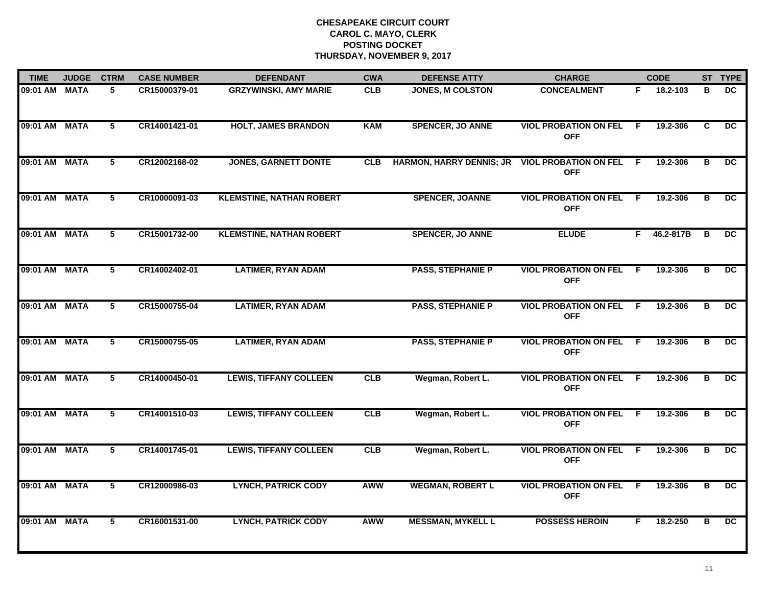**CHESAPEAKE CIRCUIT COURT**
**CAROL C. MAYO, CLERK**
**POSTING DOCKET**
**THURSDAY, NOVEMBER 9, 2017**

| TIME | JUDGE | CTRM | CASE NUMBER | DEFENDANT | CWA | DEFENSE ATTY | CHARGE | | CODE | ST | TYPE |
|---|---|---|---|---|---|---|---|---|---|---|---|
| 09:01 AM | MATA | 5 | CR15000379-01 | GRZYWINSKI, AMY MARIE | CLB | JONES, M COLSTON | CONCEALMENT | F | 18.2-103 | B | DC |
| 09:01 AM | MATA | 5 | CR14001421-01 | HOLT, JAMES BRANDON | KAM | SPENCER, JO ANNE | VIOL PROBATION ON FEL OFF | F | 19.2-306 | C | DC |
| 09:01 AM | MATA | 5 | CR12002168-02 | JONES, GARNETT DONTE | CLB | HARMON, HARRY DENNIS; JR | VIOL PROBATION ON FEL OFF | F | 19.2-306 | B | DC |
| 09:01 AM | MATA | 5 | CR10000091-03 | KLEMSTINE, NATHAN ROBERT | | SPENCER, JOANNE | VIOL PROBATION ON FEL OFF | F | 19.2-306 | B | DC |
| 09:01 AM | MATA | 5 | CR15001732-00 | KLEMSTINE, NATHAN ROBERT | | SPENCER, JO ANNE | ELUDE | F | 46.2-817B | B | DC |
| 09:01 AM | MATA | 5 | CR14002402-01 | LATIMER, RYAN ADAM | | PASS, STEPHANIE P | VIOL PROBATION ON FEL OFF | F | 19.2-306 | B | DC |
| 09:01 AM | MATA | 5 | CR15000755-04 | LATIMER, RYAN ADAM | | PASS, STEPHANIE P | VIOL PROBATION ON FEL OFF | F | 19.2-306 | B | DC |
| 09:01 AM | MATA | 5 | CR15000755-05 | LATIMER, RYAN ADAM | | PASS, STEPHANIE P | VIOL PROBATION ON FEL OFF | F | 19.2-306 | B | DC |
| 09:01 AM | MATA | 5 | CR14000450-01 | LEWIS, TIFFANY COLLEEN | CLB | Wegman, Robert L. | VIOL PROBATION ON FEL OFF | F | 19.2-306 | B | DC |
| 09:01 AM | MATA | 5 | CR14001510-03 | LEWIS, TIFFANY COLLEEN | CLB | Wegman, Robert L. | VIOL PROBATION ON FEL OFF | F | 19.2-306 | B | DC |
| 09:01 AM | MATA | 5 | CR14001745-01 | LEWIS, TIFFANY COLLEEN | CLB | Wegman, Robert L. | VIOL PROBATION ON FEL OFF | F | 19.2-306 | B | DC |
| 09:01 AM | MATA | 5 | CR12000986-03 | LYNCH, PATRICK CODY | AWW | WEGMAN, ROBERT L | VIOL PROBATION ON FEL OFF | F | 19.2-306 | B | DC |
| 09:01 AM | MATA | 5 | CR16001531-00 | LYNCH, PATRICK CODY | AWW | MESSMAN, MYKELL L | POSSESS HEROIN | F | 18.2-250 | B | DC |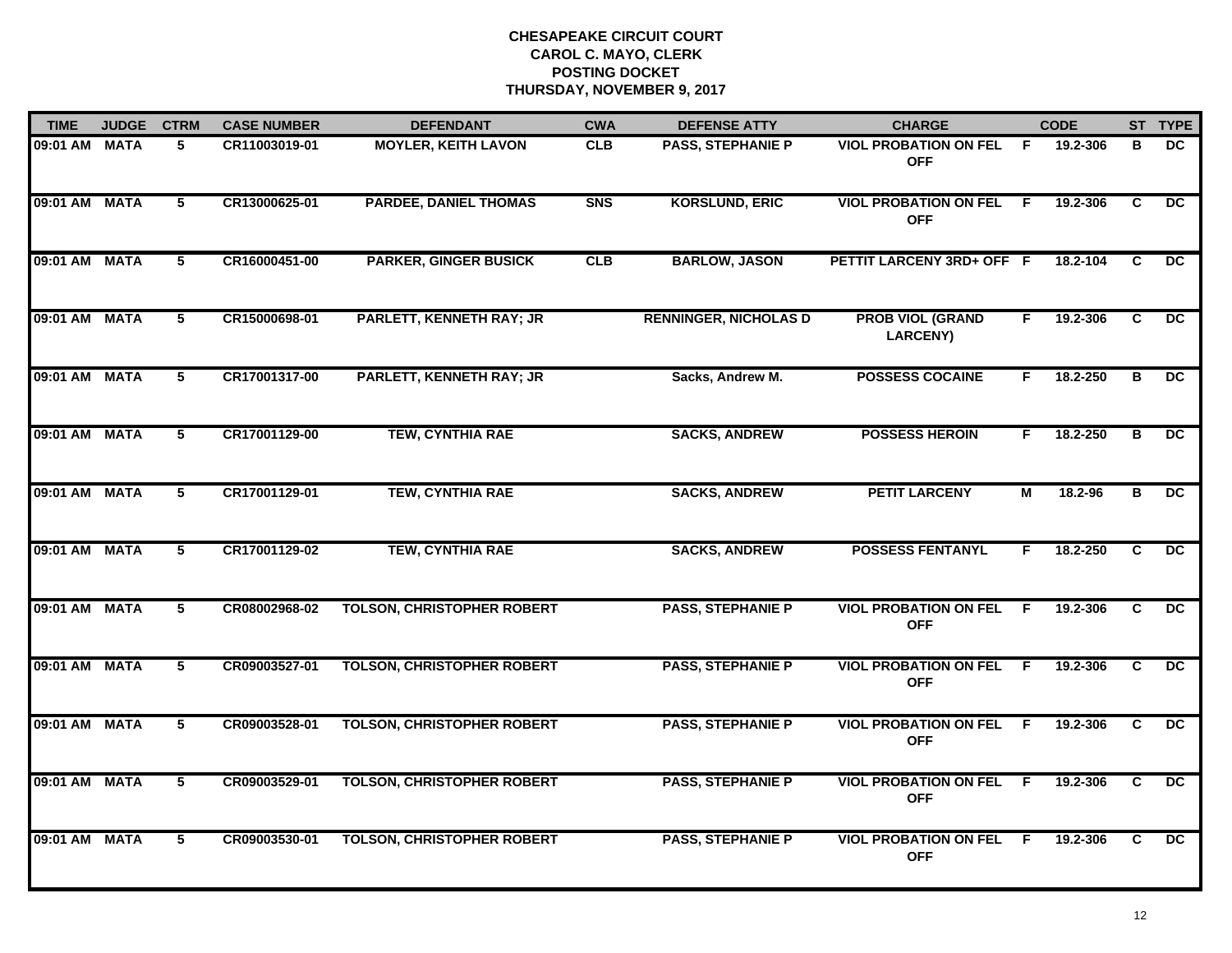**CHESAPEAKE CIRCUIT COURT**
**CAROL C. MAYO, CLERK**
**POSTING DOCKET**
**THURSDAY, NOVEMBER 9, 2017**

| TIME | JUDGE | CTRM | CASE NUMBER | DEFENDANT | CWA | DEFENSE ATTY | CHARGE | | CODE | ST | TYPE |
|---|---|---|---|---|---|---|---|---|---|---|---|
| 09:01 AM | MATA | 5 | CR11003019-01 | MOYLER, KEITH LAVON | CLB | PASS, STEPHANIE P | VIOL PROBATION ON FEL OFF | F | 19.2-306 | B | DC |
| 09:01 AM | MATA | 5 | CR13000625-01 | PARDEE, DANIEL THOMAS | SNS | KORSLUND, ERIC | VIOL PROBATION ON FEL OFF | F | 19.2-306 | C | DC |
| 09:01 AM | MATA | 5 | CR16000451-00 | PARKER, GINGER BUSICK | CLB | BARLOW, JASON | PETTIT LARCENY 3RD+ OFF | F | 18.2-104 | C | DC |
| 09:01 AM | MATA | 5 | CR15000698-01 | PARLETT, KENNETH RAY; JR | | RENNINGER, NICHOLAS D | PROB VIOL (GRAND LARCENY) | F | 19.2-306 | C | DC |
| 09:01 AM | MATA | 5 | CR17001317-00 | PARLETT, KENNETH RAY; JR | | Sacks, Andrew M. | POSSESS COCAINE | F | 18.2-250 | B | DC |
| 09:01 AM | MATA | 5 | CR17001129-00 | TEW, CYNTHIA RAE | | SACKS, ANDREW | POSSESS HEROIN | F | 18.2-250 | B | DC |
| 09:01 AM | MATA | 5 | CR17001129-01 | TEW, CYNTHIA RAE | | SACKS, ANDREW | PETIT LARCENY | M | 18.2-96 | B | DC |
| 09:01 AM | MATA | 5 | CR17001129-02 | TEW, CYNTHIA RAE | | SACKS, ANDREW | POSSESS FENTANYL | F | 18.2-250 | C | DC |
| 09:01 AM | MATA | 5 | CR08002968-02 | TOLSON, CHRISTOPHER ROBERT | | PASS, STEPHANIE P | VIOL PROBATION ON FEL OFF | F | 19.2-306 | C | DC |
| 09:01 AM | MATA | 5 | CR09003527-01 | TOLSON, CHRISTOPHER ROBERT | | PASS, STEPHANIE P | VIOL PROBATION ON FEL OFF | F | 19.2-306 | C | DC |
| 09:01 AM | MATA | 5 | CR09003528-01 | TOLSON, CHRISTOPHER ROBERT | | PASS, STEPHANIE P | VIOL PROBATION ON FEL OFF | F | 19.2-306 | C | DC |
| 09:01 AM | MATA | 5 | CR09003529-01 | TOLSON, CHRISTOPHER ROBERT | | PASS, STEPHANIE P | VIOL PROBATION ON FEL OFF | F | 19.2-306 | C | DC |
| 09:01 AM | MATA | 5 | CR09003530-01 | TOLSON, CHRISTOPHER ROBERT | | PASS, STEPHANIE P | VIOL PROBATION ON FEL OFF | F | 19.2-306 | C | DC |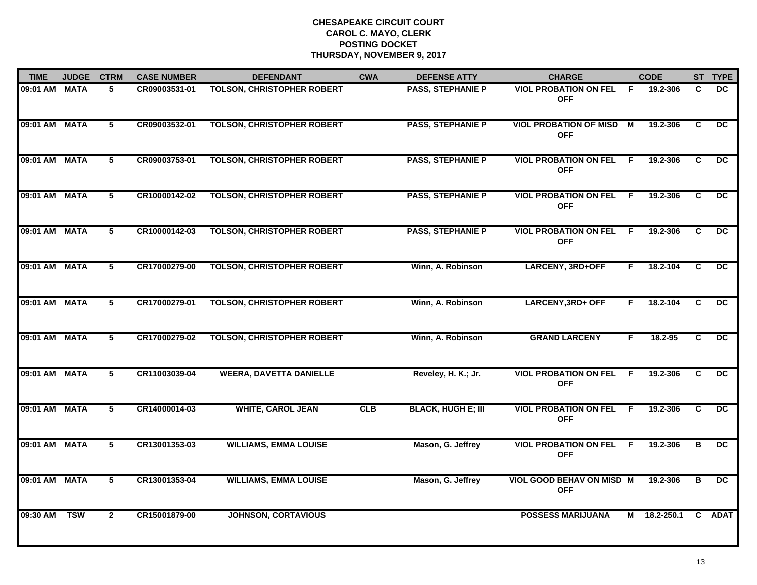# CHESAPEAKE CIRCUIT COURT
## CAROL C. MAYO, CLERK
## POSTING DOCKET
## THURSDAY, NOVEMBER 9, 2017

| TIME | JUDGE | CTRM | CASE NUMBER | DEFENDANT | CWA | DEFENSE ATTY | CHARGE | | CODE | ST | TYPE |
|---|---|---|---|---|---|---|---|---|---|---|---|
| 09:01 AM | MATA | 5 | CR09003531-01 | TOLSON, CHRISTOPHER ROBERT | | PASS, STEPHANIE P | VIOL PROBATION ON FEL OFF | F | 19.2-306 | C | DC |
| 09:01 AM | MATA | 5 | CR09003532-01 | TOLSON, CHRISTOPHER ROBERT | | PASS, STEPHANIE P | VIOL PROBATION OF MISD OFF | M | 19.2-306 | C | DC |
| 09:01 AM | MATA | 5 | CR09003753-01 | TOLSON, CHRISTOPHER ROBERT | | PASS, STEPHANIE P | VIOL PROBATION ON FEL OFF | F | 19.2-306 | C | DC |
| 09:01 AM | MATA | 5 | CR10000142-02 | TOLSON, CHRISTOPHER ROBERT | | PASS, STEPHANIE P | VIOL PROBATION ON FEL OFF | F | 19.2-306 | C | DC |
| 09:01 AM | MATA | 5 | CR10000142-03 | TOLSON, CHRISTOPHER ROBERT | | PASS, STEPHANIE P | VIOL PROBATION ON FEL OFF | F | 19.2-306 | C | DC |
| 09:01 AM | MATA | 5 | CR17000279-00 | TOLSON, CHRISTOPHER ROBERT | | Winn, A. Robinson | LARCENY, 3RD+OFF | F | 18.2-104 | C | DC |
| 09:01 AM | MATA | 5 | CR17000279-01 | TOLSON, CHRISTOPHER ROBERT | | Winn, A. Robinson | LARCENY,3RD+ OFF | F | 18.2-104 | C | DC |
| 09:01 AM | MATA | 5 | CR17000279-02 | TOLSON, CHRISTOPHER ROBERT | | Winn, A. Robinson | GRAND LARCENY | F | 18.2-95 | C | DC |
| 09:01 AM | MATA | 5 | CR11003039-04 | WEERA, DAVETTA DANIELLE | | Reveley, H. K.; Jr. | VIOL PROBATION ON FEL OFF | F | 19.2-306 | C | DC |
| 09:01 AM | MATA | 5 | CR14000014-03 | WHITE, CAROL JEAN | CLB | BLACK, HUGH E; III | VIOL PROBATION ON FEL OFF | F | 19.2-306 | C | DC |
| 09:01 AM | MATA | 5 | CR13001353-03 | WILLIAMS, EMMA LOUISE | | Mason, G. Jeffrey | VIOL PROBATION ON FEL OFF | F | 19.2-306 | B | DC |
| 09:01 AM | MATA | 5 | CR13001353-04 | WILLIAMS, EMMA LOUISE | | Mason, G. Jeffrey | VIOL GOOD BEHAV ON MISD OFF | M | 19.2-306 | B | DC |
| 09:30 AM | TSW | 2 | CR15001879-00 | JOHNSON, CORTAVIOUS | | | POSSESS MARIJUANA | M | 18.2-250.1 | C | ADAT |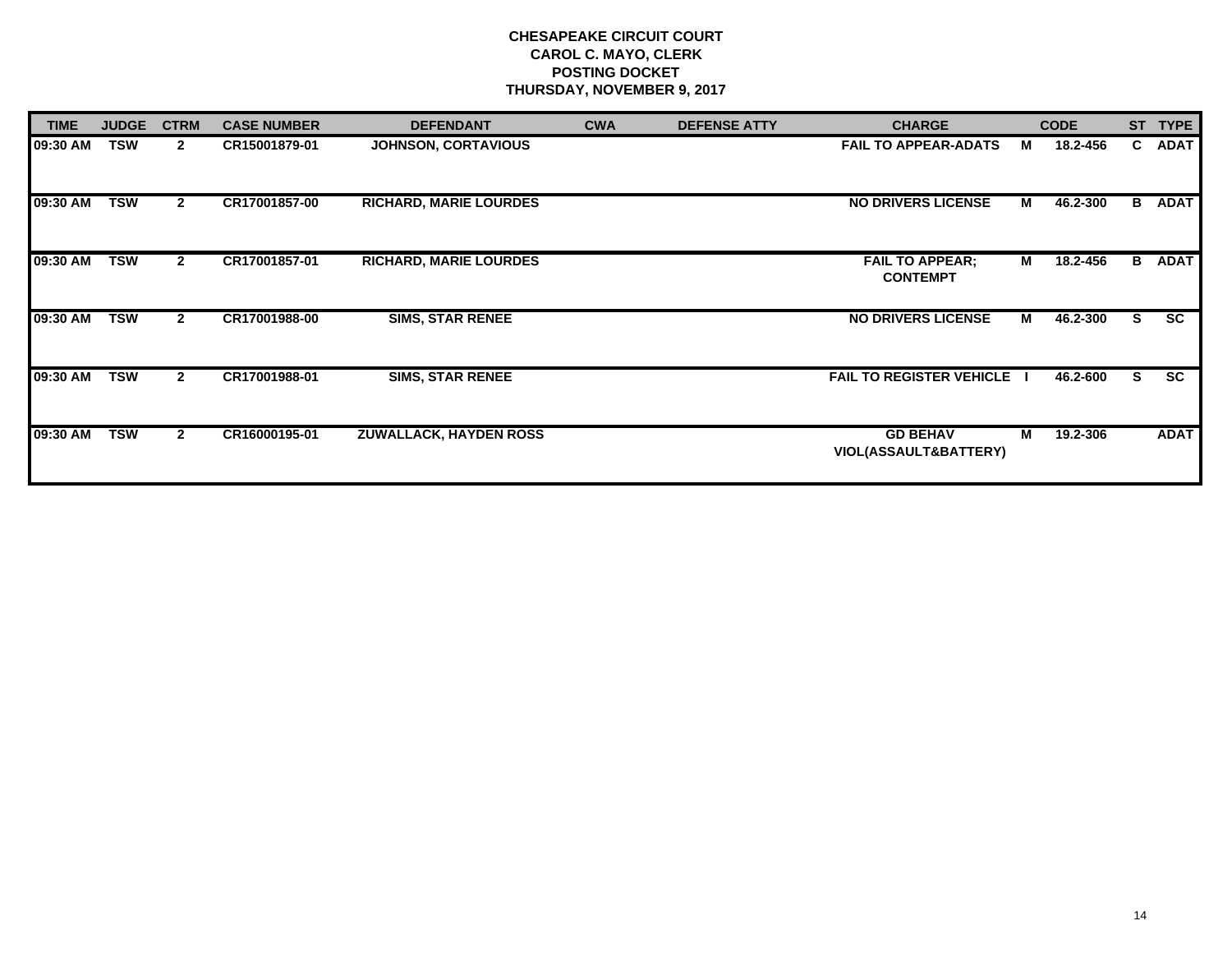**CHESAPEAKE CIRCUIT COURT**
**CAROL C. MAYO, CLERK**
**POSTING DOCKET**
**THURSDAY, NOVEMBER 9, 2017**

| TIME | JUDGE | CTRM | CASE NUMBER | DEFENDANT | CWA | DEFENSE ATTY | CHARGE | | CODE | ST | TYPE |
|---|---|---|---|---|---|---|---|---|---|---|---|
| 09:30 AM | TSW | 2 | CR15001879-01 | JOHNSON, CORTAVIOUS | | | FAIL TO APPEAR-ADATS | M | 18.2-456 | C | ADAT |
| 09:30 AM | TSW | 2 | CR17001857-00 | RICHARD, MARIE LOURDES | | | NO DRIVERS LICENSE | M | 46.2-300 | B | ADAT |
| 09:30 AM | TSW | 2 | CR17001857-01 | RICHARD, MARIE LOURDES | | | FAIL TO APPEAR; CONTEMPT | M | 18.2-456 | B | ADAT |
| 09:30 AM | TSW | 2 | CR17001988-00 | SIMS, STAR RENEE | | | NO DRIVERS LICENSE | M | 46.2-300 | S | SC |
| 09:30 AM | TSW | 2 | CR17001988-01 | SIMS, STAR RENEE | | | FAIL TO REGISTER VEHICLE | I | 46.2-600 | S | SC |
| 09:30 AM | TSW | 2 | CR16000195-01 | ZUWALLACK, HAYDEN ROSS | | | GD BEHAV VIOL(ASSAULT&BATTERY) | M | 19.2-306 | | ADAT |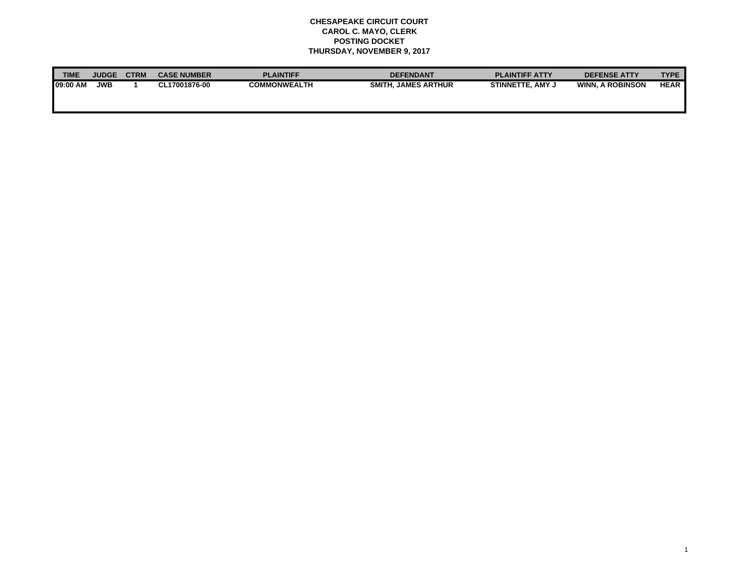**CHESAPEAKE CIRCUIT COURT**
**CAROL C. MAYO, CLERK**
**POSTING DOCKET**
**THURSDAY, NOVEMBER 9, 2017**

| TIME | JUDGE | CTRM | CASE NUMBER | PLAINTIFF | DEFENDANT | PLAINTIFF ATTY | DEFENSE ATTY | TYPE |
|---|---|---|---|---|---|---|---|---|
| 09:00 AM | JWB | 1 | CL17001876-00 | COMMONWEALTH | SMITH, JAMES ARTHUR | STINNETTE, AMY J | WINN, A ROBINSON | HEAR |